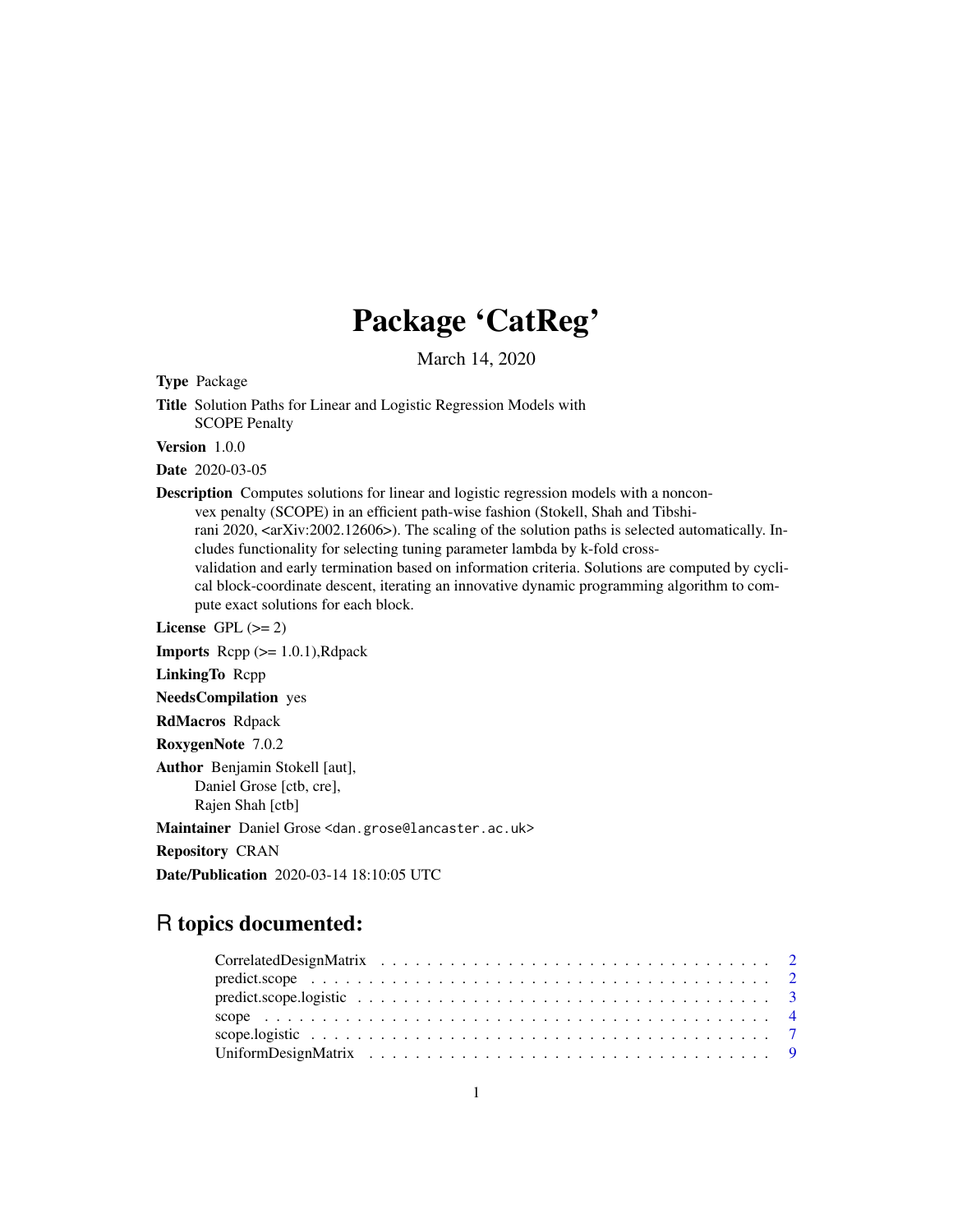# Package 'CatReg'

March 14, 2020

**Type** Package

**Title** Solution Paths for Linear and Logistic Regression Models with SCOPE Penalty

**Version** 1.0.0

**Date** 2020-03-05

**Description** Computes solutions for linear and logistic regression models with a nonconvex penalty (SCOPE) in an efficient path-wise fashion (Stokell, Shah and Tibshirani 2020, <arXiv:2002.12606>). The scaling of the solution paths is selected automatically. Includes functionality for selecting tuning parameter lambda by k-fold cross-validation and early termination based on information criteria. Solutions are computed by cyclical block-coordinate descent, iterating an innovative dynamic programming algorithm to compute exact solutions for each block.

**License** GPL (>= 2)

**Imports** Rcpp (>= 1.0.1),Rdpack

**LinkingTo** Rcpp

**NeedsCompilation** yes

**RdMacros** Rdpack

**RoxygenNote** 7.0.2

**Author** Benjamin Stokell [aut],
Daniel Grose [ctb, cre],
Rajen Shah [ctb]

**Maintainer** Daniel Grose <dan.grose@lancaster.ac.uk>

**Repository** CRAN

**Date/Publication** 2020-03-14 18:10:05 UTC

## R topics documented:

- CorrelatedDesignMatrix . . . . . . . . . . . . . . . . . . . . . . . . . . . . . . . . . . . 2
- predict.scope . . . . . . . . . . . . . . . . . . . . . . . . . . . . . . . . . . . . . . . . 2
- predict.scope.logistic . . . . . . . . . . . . . . . . . . . . . . . . . . . . . . . . . . . . 3
- scope . . . . . . . . . . . . . . . . . . . . . . . . . . . . . . . . . . . . . . . . . . . . 4
- scope.logistic . . . . . . . . . . . . . . . . . . . . . . . . . . . . . . . . . . . . . . . . 7
- UniformDesignMatrix . . . . . . . . . . . . . . . . . . . . . . . . . . . . . . . . . . . . 9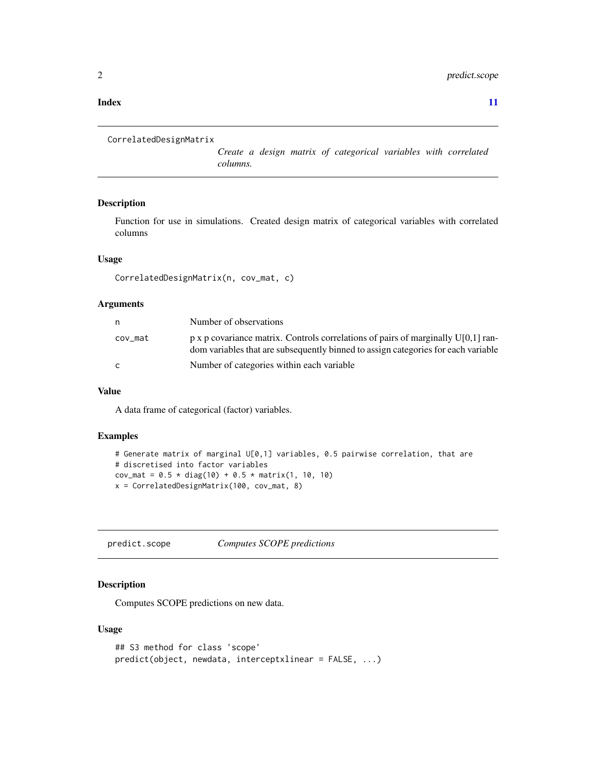**Index** **11**

## CorrelatedDesignMatrix — *Create a design matrix of categorical variables with correlated columns.*

### Description

Function for use in simulations. Created design matrix of categorical variables with correlated columns

### Usage

```
CorrelatedDesignMatrix(n, cov_mat, c)
```

### Arguments

| | |
|---|---|
| n | Number of observations |
| cov_mat | p x p covariance matrix. Controls correlations of pairs of marginally U[0,1] random variables that are subsequently binned to assign categories for each variable |
| c | Number of categories within each variable |

### Value

A data frame of categorical (factor) variables.

### Examples

```
# Generate matrix of marginal U[0,1] variables, 0.5 pairwise correlation, that are
# discretised into factor variables
cov_mat = 0.5 * diag(10) + 0.5 * matrix(1, 10, 10)
x = CorrelatedDesignMatrix(100, cov_mat, 8)
```

## predict.scope — *Computes SCOPE predictions*

### Description

Computes SCOPE predictions on new data.

### Usage

```
## S3 method for class 'scope'
predict(object, newdata, interceptxlinear = FALSE, ...)
```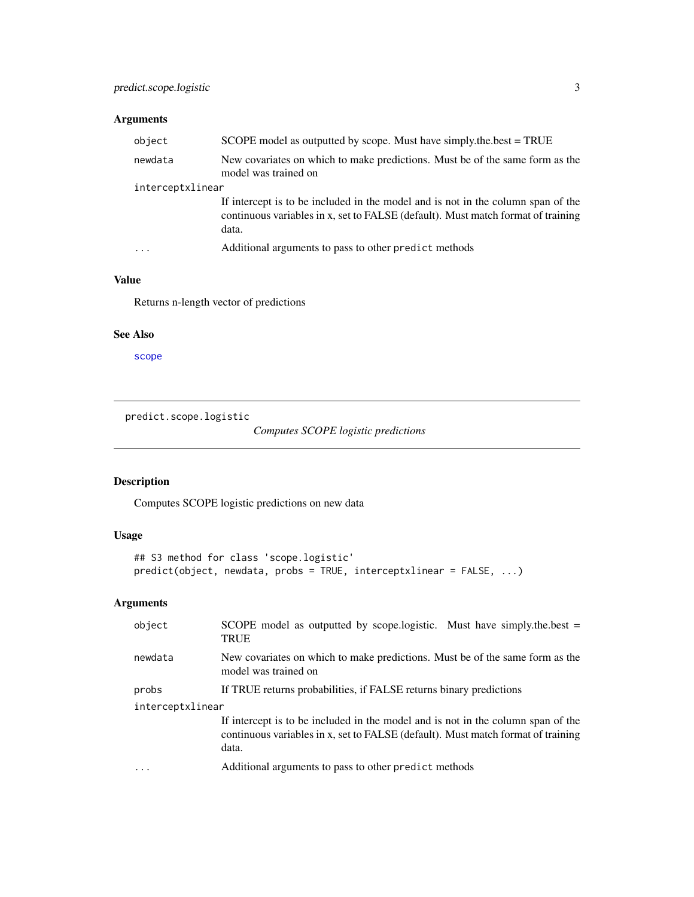## Arguments

| | |
|---|---|
| `object` | SCOPE model as outputted by scope. Must have simply.the.best = TRUE |
| `newdata` | New covariates on which to make predictions. Must be of the same form as the model was trained on |
| `interceptxlinear` | If intercept is to be included in the model and is not in the column span of the continuous variables in x, set to FALSE (default). Must match format of training data. |
| `...` | Additional arguments to pass to other `predict` methods |

## Value

Returns n-length vector of predictions

## See Also

`scope`

---

# predict.scope.logistic

*Computes SCOPE logistic predictions*

## Description

Computes SCOPE logistic predictions on new data

## Usage

```
## S3 method for class 'scope.logistic'
predict(object, newdata, probs = TRUE, interceptxlinear = FALSE, ...)
```

## Arguments

| | |
|---|---|
| `object` | SCOPE model as outputted by scope.logistic. Must have simply.the.best = TRUE |
| `newdata` | New covariates on which to make predictions. Must be of the same form as the model was trained on |
| `probs` | If TRUE returns probabilities, if FALSE returns binary predictions |
| `interceptxlinear` | If intercept is to be included in the model and is not in the column span of the continuous variables in x, set to FALSE (default). Must match format of training data. |
| `...` | Additional arguments to pass to other `predict` methods |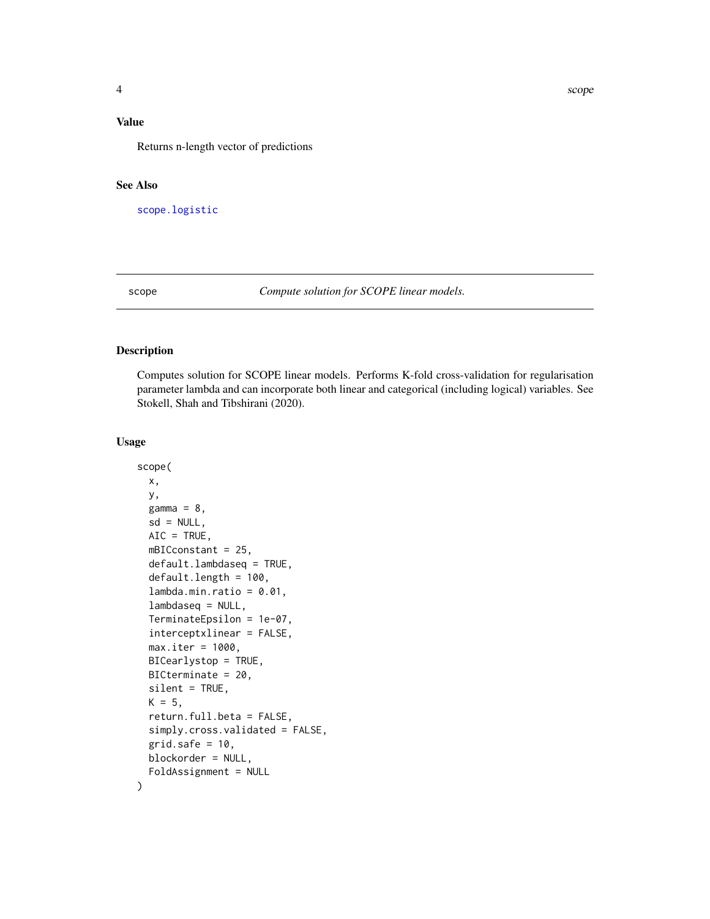## Value

Returns n-length vector of predictions

## See Also

scope.logistic

---

scope *Compute solution for SCOPE linear models.*

---

## Description

Computes solution for SCOPE linear models. Performs K-fold cross-validation for regularisation parameter lambda and can incorporate both linear and categorical (including logical) variables. See Stokell, Shah and Tibshirani (2020).

## Usage

```
scope(
  x,
  y,
  gamma = 8,
  sd = NULL,
  AIC = TRUE,
  mBICconstant = 25,
  default.lambdaseq = TRUE,
  default.length = 100,
  lambda.min.ratio = 0.01,
  lambdaseq = NULL,
  TerminateEpsilon = 1e-07,
  interceptxlinear = FALSE,
  max.iter = 1000,
  BICearlystop = TRUE,
  BICterminate = 20,
  silent = TRUE,
  K = 5,
  return.full.beta = FALSE,
  simply.cross.validated = FALSE,
  grid.safe = 10,
  blockorder = NULL,
  FoldAssignment = NULL
)
```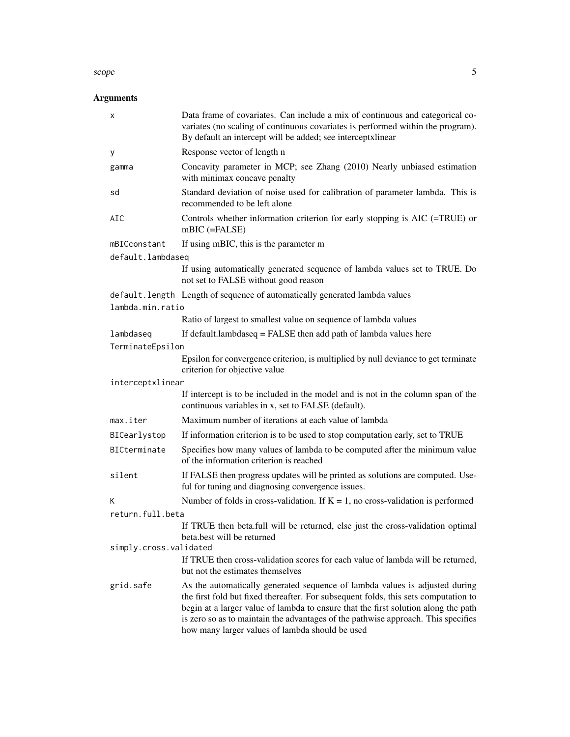## Arguments

| | |
|---|---|
| `x` | Data frame of covariates. Can include a mix of continuous and categorical covariates (no scaling of continuous covariates is performed within the program). By default an intercept will be added; see interceptxlinear |
| `y` | Response vector of length n |
| `gamma` | Concavity parameter in MCP; see Zhang (2010) Nearly unbiased estimation with minimax concave penalty |
| `sd` | Standard deviation of noise used for calibration of parameter lambda. This is recommended to be left alone |
| `AIC` | Controls whether information criterion for early stopping is AIC (=TRUE) or mBIC (=FALSE) |
| `mBICconstant` | If using mBIC, this is the parameter m |
| `default.lambdaseq` | If using automatically generated sequence of lambda values set to TRUE. Do not set to FALSE without good reason |
| `default.length` | Length of sequence of automatically generated lambda values |
| `lambda.min.ratio` | Ratio of largest to smallest value on sequence of lambda values |
| `lambdaseq` | If default.lambdaseq = FALSE then add path of lambda values here |
| `TerminateEpsilon` | Epsilon for convergence criterion, is multiplied by null deviance to get terminate criterion for objective value |
| `interceptxlinear` | If intercept is to be included in the model and is not in the column span of the continuous variables in x, set to FALSE (default). |
| `max.iter` | Maximum number of iterations at each value of lambda |
| `BICearlystop` | If information criterion is to be used to stop computation early, set to TRUE |
| `BICterminate` | Specifies how many values of lambda to be computed after the minimum value of the information criterion is reached |
| `silent` | If FALSE then progress updates will be printed as solutions are computed. Useful for tuning and diagnosing convergence issues. |
| `K` | Number of folds in cross-validation. If K = 1, no cross-validation is performed |
| `return.full.beta` | If TRUE then beta.full will be returned, else just the cross-validation optimal beta.best will be returned |
| `simply.cross.validated` | If TRUE then cross-validation scores for each value of lambda will be returned, but not the estimates themselves |
| `grid.safe` | As the automatically generated sequence of lambda values is adjusted during the first fold but fixed thereafter. For subsequent folds, this sets computation to begin at a larger value of lambda to ensure that the first solution along the path is zero so as to maintain the advantages of the pathwise approach. This specifies how many larger values of lambda should be used |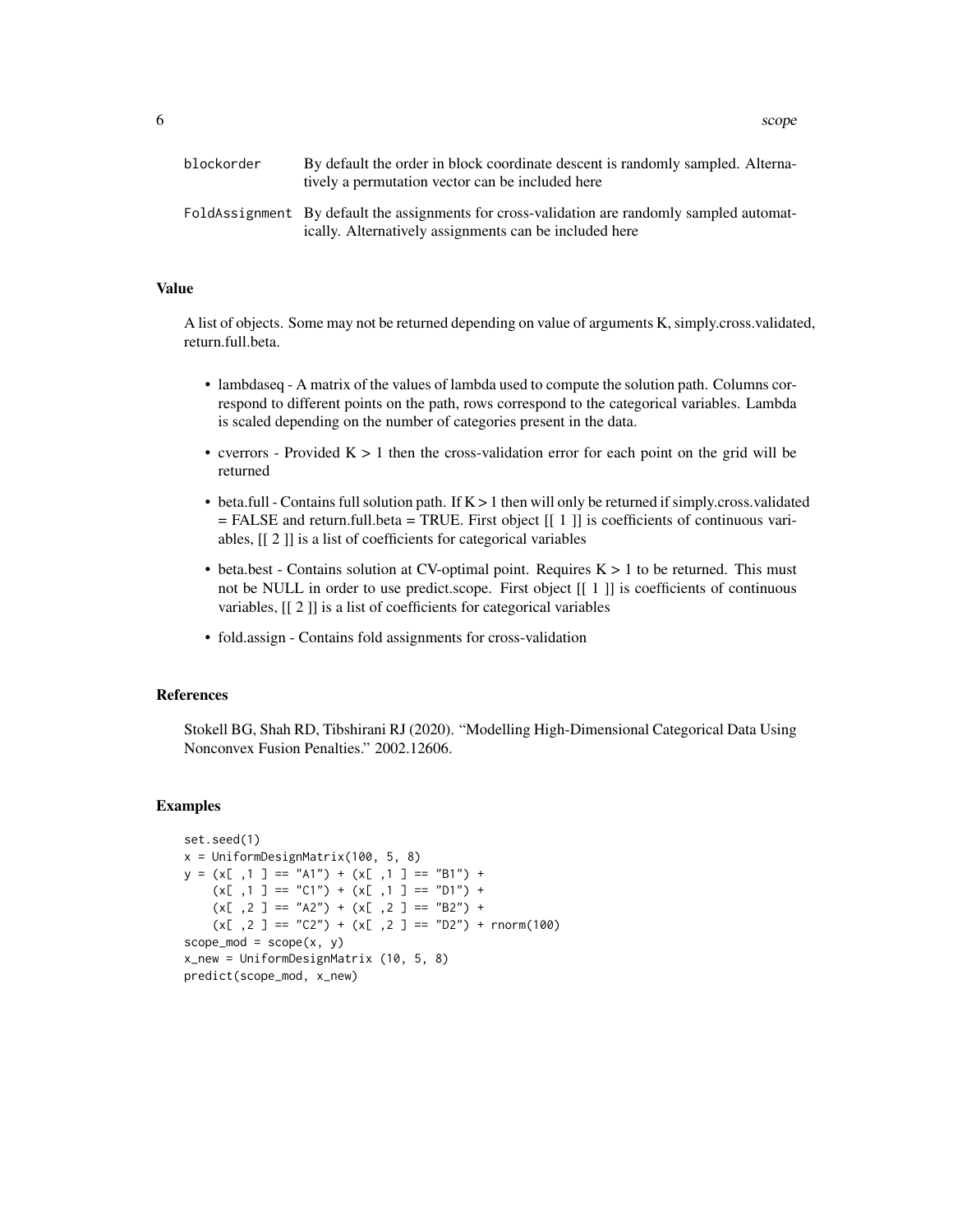| | |
|---|---|
| blockorder | By default the order in block coordinate descent is randomly sampled. Alternatively a permutation vector can be included here |
| FoldAssignment | By default the assignments for cross-validation are randomly sampled automatically. Alternatively assignments can be included here |

## Value

A list of objects. Some may not be returned depending on value of arguments K, simply.cross.validated, return.full.beta.

- lambdaseq - A matrix of the values of lambda used to compute the solution path. Columns correspond to different points on the path, rows correspond to the categorical variables. Lambda is scaled depending on the number of categories present in the data.
- cverrors - Provided K > 1 then the cross-validation error for each point on the grid will be returned
- beta.full - Contains full solution path. If K > 1 then will only be returned if simply.cross.validated = FALSE and return.full.beta = TRUE. First object [[ 1 ]] is coefficients of continuous variables, [[ 2 ]] is a list of coefficients for categorical variables
- beta.best - Contains solution at CV-optimal point. Requires K > 1 to be returned. This must not be NULL in order to use predict.scope. First object [[ 1 ]] is coefficients of continuous variables, [[ 2 ]] is a list of coefficients for categorical variables
- fold.assign - Contains fold assignments for cross-validation

## References

Stokell BG, Shah RD, Tibshirani RJ (2020). "Modelling High-Dimensional Categorical Data Using Nonconvex Fusion Penalties." 2002.12606.

## Examples

```
set.seed(1)
x = UniformDesignMatrix(100, 5, 8)
y = (x[ ,1 ] == "A1") + (x[ ,1 ] == "B1") +
    (x[ ,1 ] == "C1") + (x[ ,1 ] == "D1") +
    (x[ ,2 ] == "A2") + (x[ ,2 ] == "B2") +
    (x[ ,2 ] == "C2") + (x[ ,2 ] == "D2") + rnorm(100)
scope_mod = scope(x, y)
x_new = UniformDesignMatrix (10, 5, 8)
predict(scope_mod, x_new)
```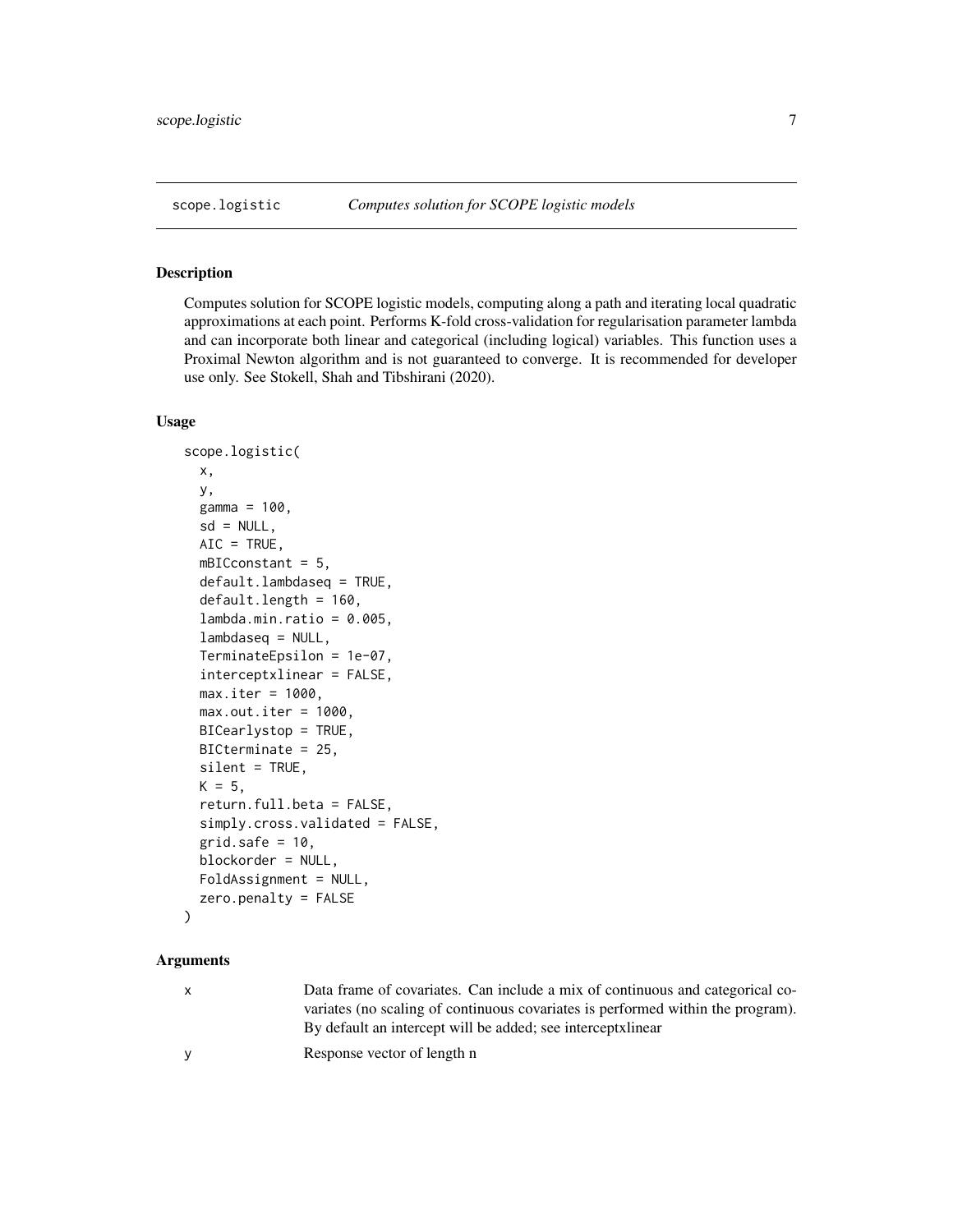## scope.logistic *Computes solution for SCOPE logistic models*

### Description

Computes solution for SCOPE logistic models, computing along a path and iterating local quadratic approximations at each point. Performs K-fold cross-validation for regularisation parameter lambda and can incorporate both linear and categorical (including logical) variables. This function uses a Proximal Newton algorithm and is not guaranteed to converge. It is recommended for developer use only. See Stokell, Shah and Tibshirani (2020).

### Usage

```
scope.logistic(
  x,
  y,
  gamma = 100,
  sd = NULL,
  AIC = TRUE,
  mBICconstant = 5,
  default.lambdaseq = TRUE,
  default.length = 160,
  lambda.min.ratio = 0.005,
  lambdaseq = NULL,
  TerminateEpsilon = 1e-07,
  interceptxlinear = FALSE,
  max.iter = 1000,
  max.out.iter = 1000,
  BICearlystop = TRUE,
  BICterminate = 25,
  silent = TRUE,
  K = 5,
  return.full.beta = FALSE,
  simply.cross.validated = FALSE,
  grid.safe = 10,
  blockorder = NULL,
  FoldAssignment = NULL,
  zero.penalty = FALSE
)
```

### Arguments

| | |
|---|---|
| x | Data frame of covariates. Can include a mix of continuous and categorical covariates (no scaling of continuous covariates is performed within the program). By default an intercept will be added; see interceptxlinear |
| y | Response vector of length n |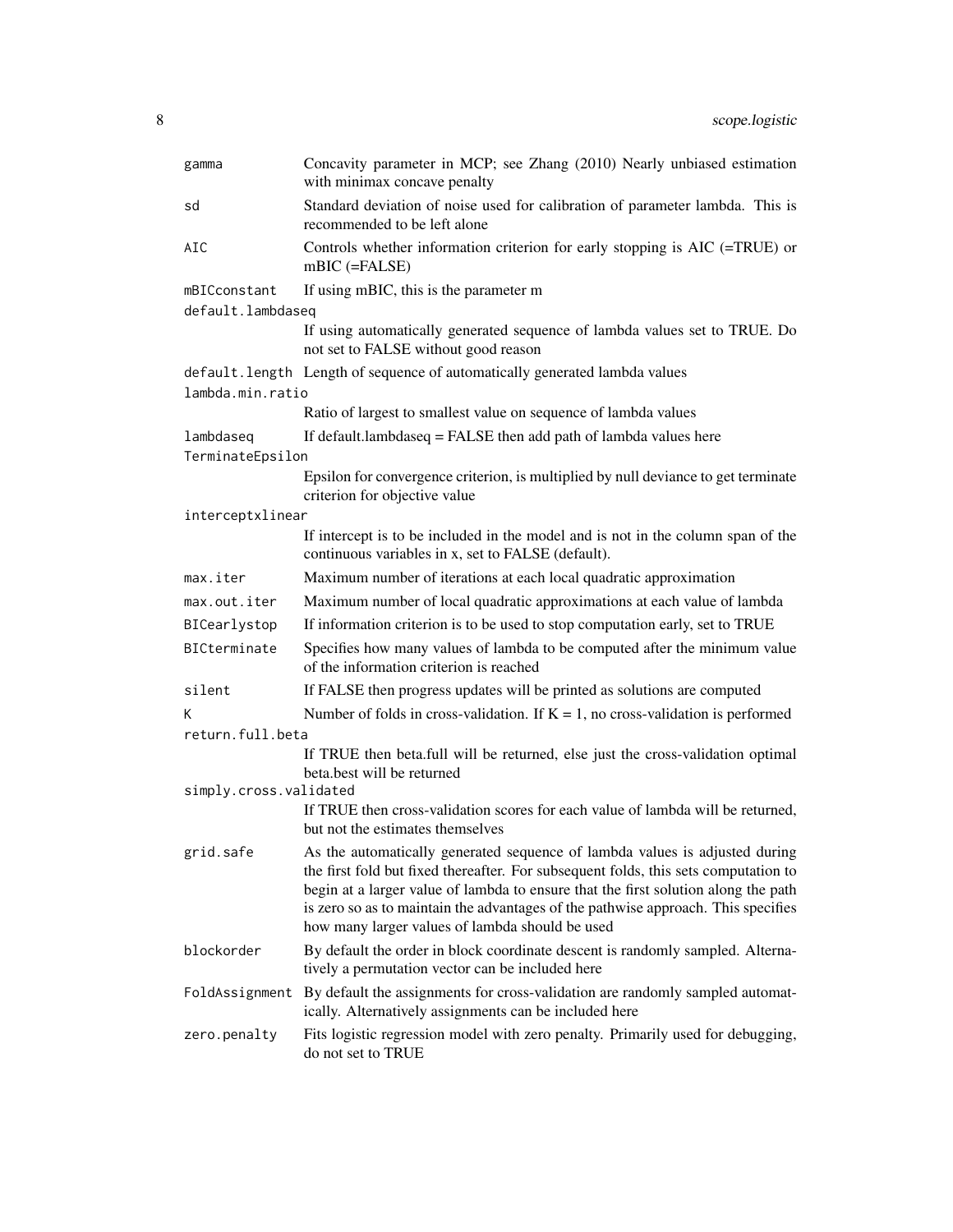| | |
|---|---|
| `gamma` | Concavity parameter in MCP; see Zhang (2010) Nearly unbiased estimation with minimax concave penalty |
| `sd` | Standard deviation of noise used for calibration of parameter lambda. This is recommended to be left alone |
| `AIC` | Controls whether information criterion for early stopping is AIC (=TRUE) or mBIC (=FALSE) |
| `mBICconstant` | If using mBIC, this is the parameter m |
| `default.lambdaseq` | If using automatically generated sequence of lambda values set to TRUE. Do not set to FALSE without good reason |
| `default.length` | Length of sequence of automatically generated lambda values |
| `lambda.min.ratio` | Ratio of largest to smallest value on sequence of lambda values |
| `lambdaseq` | If default.lambdaseq = FALSE then add path of lambda values here |
| `TerminateEpsilon` | Epsilon for convergence criterion, is multiplied by null deviance to get terminate criterion for objective value |
| `interceptxlinear` | If intercept is to be included in the model and is not in the column span of the continuous variables in x, set to FALSE (default). |
| `max.iter` | Maximum number of iterations at each local quadratic approximation |
| `max.out.iter` | Maximum number of local quadratic approximations at each value of lambda |
| `BICearlystop` | If information criterion is to be used to stop computation early, set to TRUE |
| `BICterminate` | Specifies how many values of lambda to be computed after the minimum value of the information criterion is reached |
| `silent` | If FALSE then progress updates will be printed as solutions are computed |
| `K` | Number of folds in cross-validation. If K = 1, no cross-validation is performed |
| `return.full.beta` | If TRUE then beta.full will be returned, else just the cross-validation optimal beta.best will be returned |
| `simply.cross.validated` | If TRUE then cross-validation scores for each value of lambda will be returned, but not the estimates themselves |
| `grid.safe` | As the automatically generated sequence of lambda values is adjusted during the first fold but fixed thereafter. For subsequent folds, this sets computation to begin at a larger value of lambda to ensure that the first solution along the path is zero so as to maintain the advantages of the pathwise approach. This specifies how many larger values of lambda should be used |
| `blockorder` | By default the order in block coordinate descent is randomly sampled. Alternatively a permutation vector can be included here |
| `FoldAssignment` | By default the assignments for cross-validation are randomly sampled automatically. Alternatively assignments can be included here |
| `zero.penalty` | Fits logistic regression model with zero penalty. Primarily used for debugging, do not set to TRUE |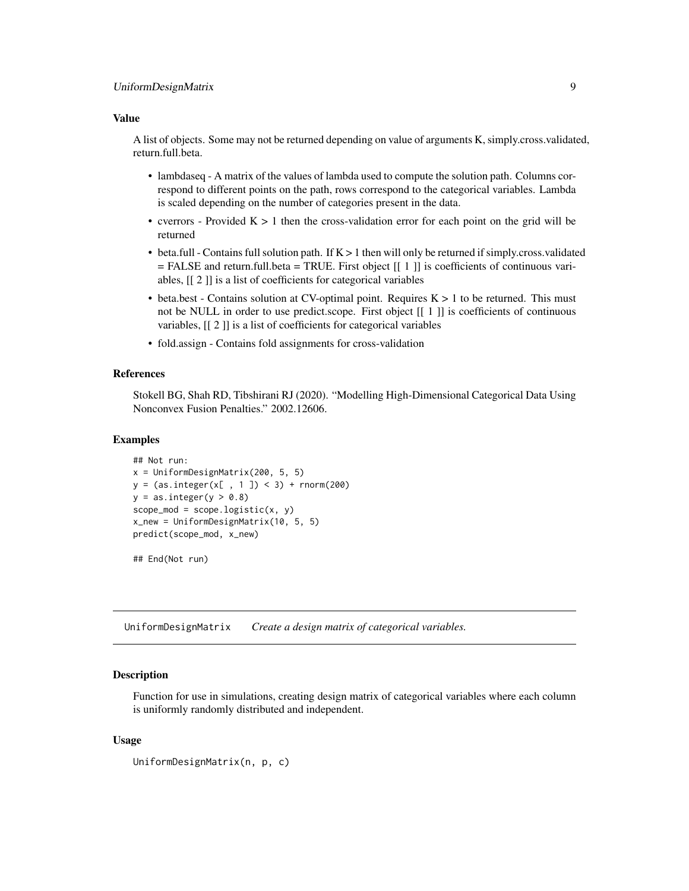### Value

A list of objects. Some may not be returned depending on value of arguments K, simply.cross.validated, return.full.beta.

- lambdaseq - A matrix of the values of lambda used to compute the solution path. Columns correspond to different points on the path, rows correspond to the categorical variables. Lambda is scaled depending on the number of categories present in the data.
- cverrors - Provided K > 1 then the cross-validation error for each point on the grid will be returned
- beta.full - Contains full solution path. If K > 1 then will only be returned if simply.cross.validated = FALSE and return.full.beta = TRUE. First object [[ 1 ]] is coefficients of continuous variables, [[ 2 ]] is a list of coefficients for categorical variables
- beta.best - Contains solution at CV-optimal point. Requires K > 1 to be returned. This must not be NULL in order to use predict.scope. First object [[ 1 ]] is coefficients of continuous variables, [[ 2 ]] is a list of coefficients for categorical variables
- fold.assign - Contains fold assignments for cross-validation

### References

Stokell BG, Shah RD, Tibshirani RJ (2020). "Modelling High-Dimensional Categorical Data Using Nonconvex Fusion Penalties." 2002.12606.

### Examples

```
## Not run:
x = UniformDesignMatrix(200, 5, 5)
y = (as.integer(x[ , 1 ]) < 3) + rnorm(200)
y = as.integer(y > 0.8)
scope_mod = scope.logistic(x, y)
x_new = UniformDesignMatrix(10, 5, 5)
predict(scope_mod, x_new)

## End(Not run)
```

---

## UniformDesignMatrix *Create a design matrix of categorical variables.*

### Description

Function for use in simulations, creating design matrix of categorical variables where each column is uniformly randomly distributed and independent.

### Usage

```
UniformDesignMatrix(n, p, c)
```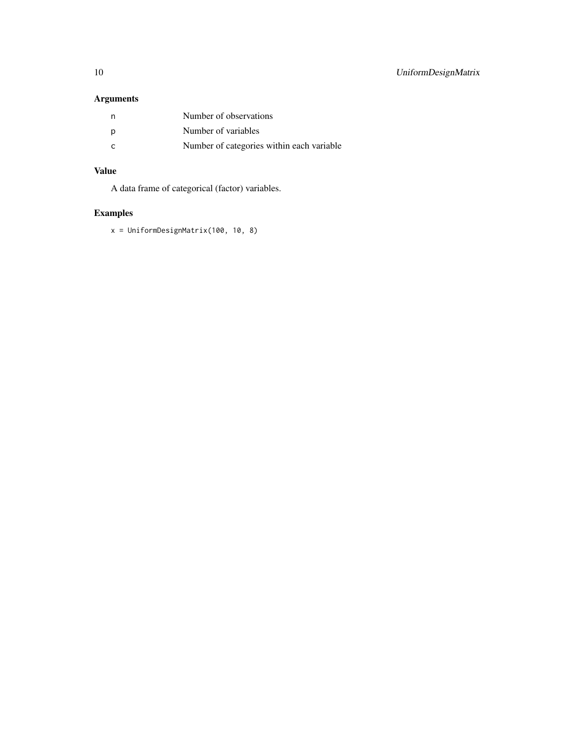## Arguments

| | |
|---|---|
| n | Number of observations |
| p | Number of variables |
| c | Number of categories within each variable |

## Value

A data frame of categorical (factor) variables.

## Examples

```
x = UniformDesignMatrix(100, 10, 8)
```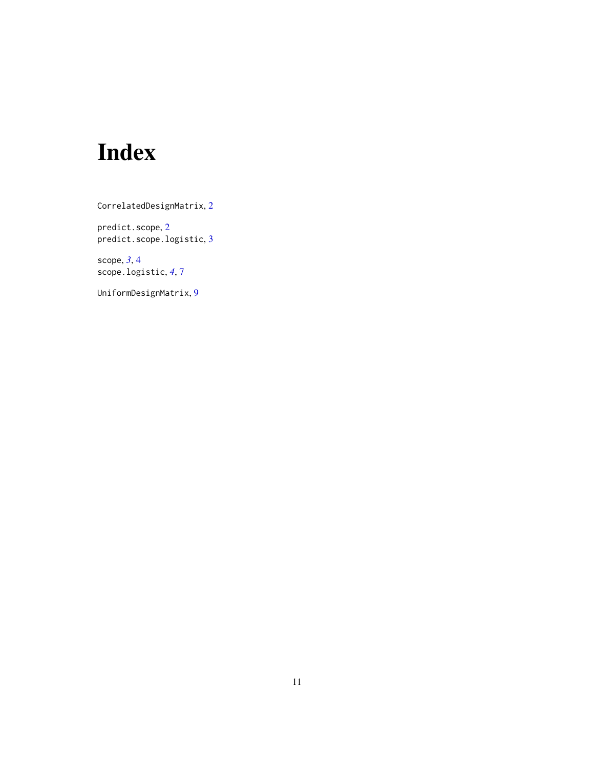# Index

`CorrelatedDesignMatrix`, 2

`predict.scope`, 2
`predict.scope.logistic`, 3

`scope`, *3*, 4
`scope.logistic`, *4*, 7

`UniformDesignMatrix`, 9